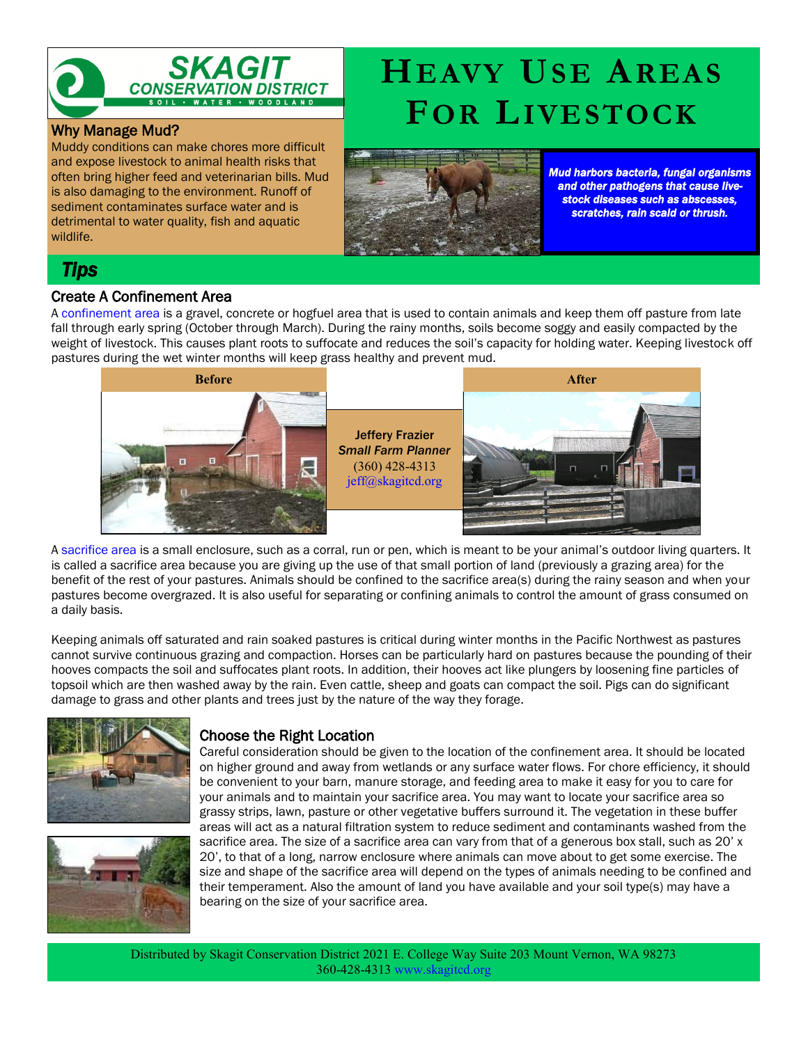SKAGIT CONSERVATION DISTRICT

SOIL • WATER • WOODLAND

# Heavy Use Areas For Livestock

## Why Manage Mud?

Muddy conditions can make chores more difficult and expose livestock to animal health risks that often bring higher feed and veterinarian bills. Mud is also damaging to the environment. Runoff of sediment contaminates surface water and is detrimental to water quality, fish and aquatic wildlife.

***Mud harbors bacteria, fungal organisms and other pathogens that cause livestock diseases such as abscesses, scratches, rain scald or thrush.***

## Tips

### Create A Confinement Area

A confinement area is a gravel, concrete or hogfuel area that is used to contain animals and keep them off pasture from late fall through early spring (October through March). During the rainy months, soils become soggy and easily compacted by the weight of livestock. This causes plant roots to suffocate and reduces the soil's capacity for holding water. Keeping livestock off pastures during the wet winter months will keep grass healthy and prevent mud.

**Before** | **After**

**Jeffery Frazier**
***Small Farm Planner***
(360) 428-4313
jeff@skagitcd.org

A sacrifice area is a small enclosure, such as a corral, run or pen, which is meant to be your animal's outdoor living quarters. It is called a sacrifice area because you are giving up the use of that small portion of land (previously a grazing area) for the benefit of the rest of your pastures. Animals should be confined to the sacrifice area(s) during the rainy season and when your pastures become overgrazed. It is also useful for separating or confining animals to control the amount of grass consumed on a daily basis.

Keeping animals off saturated and rain soaked pastures is critical during winter months in the Pacific Northwest as pastures cannot survive continuous grazing and compaction. Horses can be particularly hard on pastures because the pounding of their hooves compacts the soil and suffocates plant roots. In addition, their hooves act like plungers by loosening fine particles of topsoil which are then washed away by the rain. Even cattle, sheep and goats can compact the soil. Pigs can do significant damage to grass and other plants and trees just by the nature of the way they forage.

### Choose the Right Location

Careful consideration should be given to the location of the confinement area. It should be located on higher ground and away from wetlands or any surface water flows. For chore efficiency, it should be convenient to your barn, manure storage, and feeding area to make it easy for you to care for your animals and to maintain your sacrifice area. You may want to locate your sacrifice area so grassy strips, lawn, pasture or other vegetative buffers surround it. The vegetation in these buffer areas will act as a natural filtration system to reduce sediment and contaminants washed from the sacrifice area. The size of a sacrifice area can vary from that of a generous box stall, such as 20' x 20', to that of a long, narrow enclosure where animals can move about to get some exercise. The size and shape of the sacrifice area will depend on the types of animals needing to be confined and their temperament. Also the amount of land you have available and your soil type(s) may have a bearing on the size of your sacrifice area.

Distributed by Skagit Conservation District 2021 E. College Way Suite 203 Mount Vernon, WA 98273
360-428-4313 www.skagitcd.org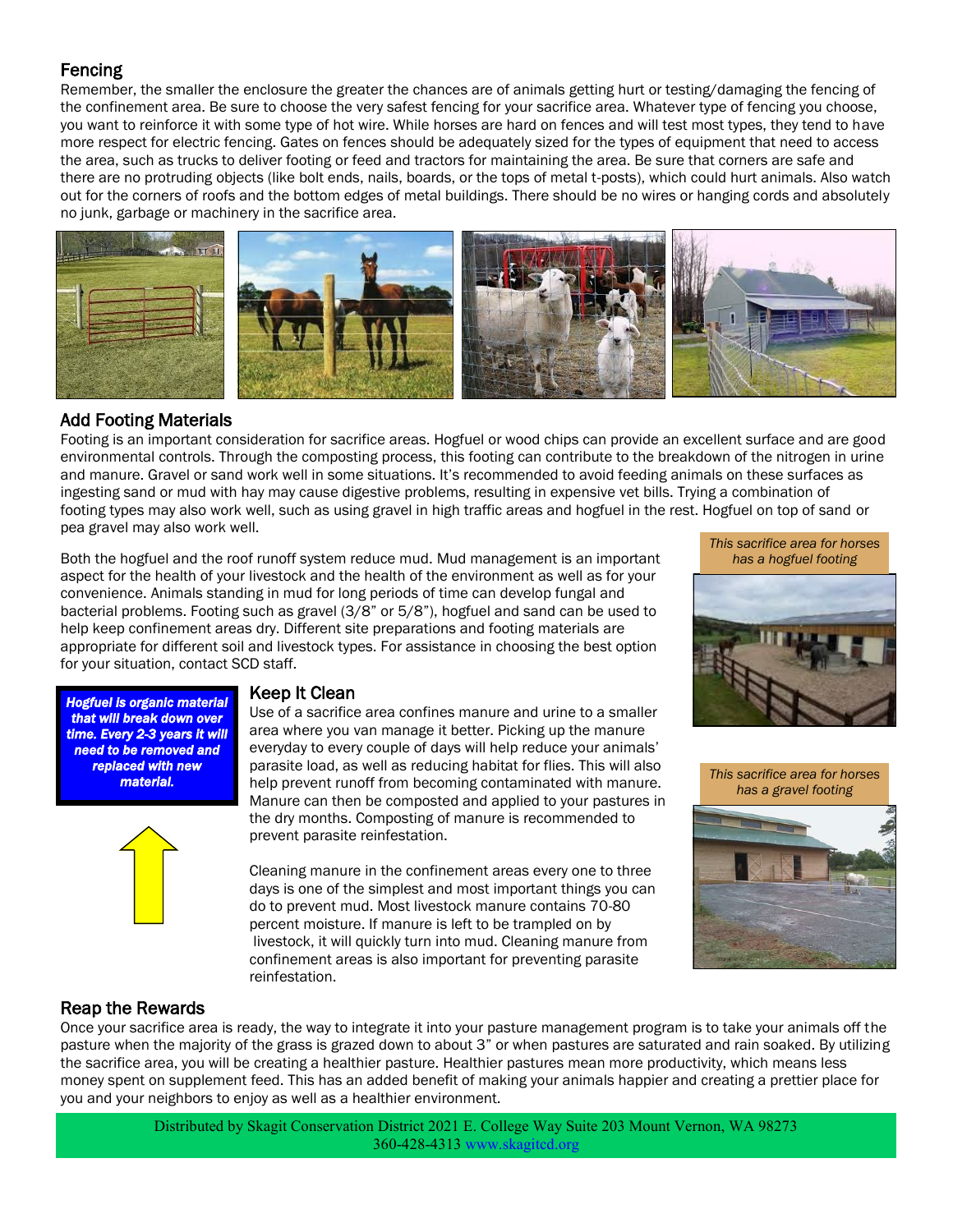## Fencing

Remember, the smaller the enclosure the greater the chances are of animals getting hurt or testing/damaging the fencing of the confinement area. Be sure to choose the very safest fencing for your sacrifice area. Whatever type of fencing you choose, you want to reinforce it with some type of hot wire. While horses are hard on fences and will test most types, they tend to have more respect for electric fencing. Gates on fences should be adequately sized for the types of equipment that need to access the area, such as trucks to deliver footing or feed and tractors for maintaining the area. Be sure that corners are safe and there are no protruding objects (like bolt ends, nails, boards, or the tops of metal t-posts), which could hurt animals. Also watch out for the corners of roofs and the bottom edges of metal buildings. There should be no wires or hanging cords and absolutely no junk, garbage or machinery in the sacrifice area.

## Add Footing Materials

Footing is an important consideration for sacrifice areas. Hogfuel or wood chips can provide an excellent surface and are good environmental controls. Through the composting process, this footing can contribute to the breakdown of the nitrogen in urine and manure. Gravel or sand work well in some situations. It's recommended to avoid feeding animals on these surfaces as ingesting sand or mud with hay may cause digestive problems, resulting in expensive vet bills. Trying a combination of footing types may also work well, such as using gravel in high traffic areas and hogfuel in the rest. Hogfuel on top of sand or pea gravel may also work well.

Both the hogfuel and the roof runoff system reduce mud. Mud management is an important aspect for the health of your livestock and the health of the environment as well as for your convenience. Animals standing in mud for long periods of time can develop fungal and bacterial problems. Footing such as gravel (3/8" or 5/8"), hogfuel and sand can be used to help keep confinement areas dry. Different site preparations and footing materials are appropriate for different soil and livestock types. For assistance in choosing the best option for your situation, contact SCD staff.

*This sacrifice area for horses has a hogfuel footing*

*This sacrifice area for horses has a gravel footing*

***Hogfuel is organic material that will break down over time. Every 2-3 years it will need to be removed and replaced with new material.***

## Keep It Clean

Use of a sacrifice area confines manure and urine to a smaller area where you van manage it better. Picking up the manure everyday to every couple of days will help reduce your animals' parasite load, as well as reducing habitat for flies. This will also help prevent runoff from becoming contaminated with manure. Manure can then be composted and applied to your pastures in the dry months. Composting of manure is recommended to prevent parasite reinfestation.

Cleaning manure in the confinement areas every one to three days is one of the simplest and most important things you can do to prevent mud. Most livestock manure contains 70-80 percent moisture. If manure is left to be trampled on by livestock, it will quickly turn into mud. Cleaning manure from confinement areas is also important for preventing parasite reinfestation.

## Reap the Rewards

Once your sacrifice area is ready, the way to integrate it into your pasture management program is to take your animals off the pasture when the majority of the grass is grazed down to about 3" or when pastures are saturated and rain soaked. By utilizing the sacrifice area, you will be creating a healthier pasture. Healthier pastures mean more productivity, which means less money spent on supplement feed. This has an added benefit of making your animals happier and creating a prettier place for you and your neighbors to enjoy as well as a healthier environment.

Distributed by Skagit Conservation District 2021 E. College Way Suite 203 Mount Vernon, WA 98273
360-428-4313 www.skagitcd.org